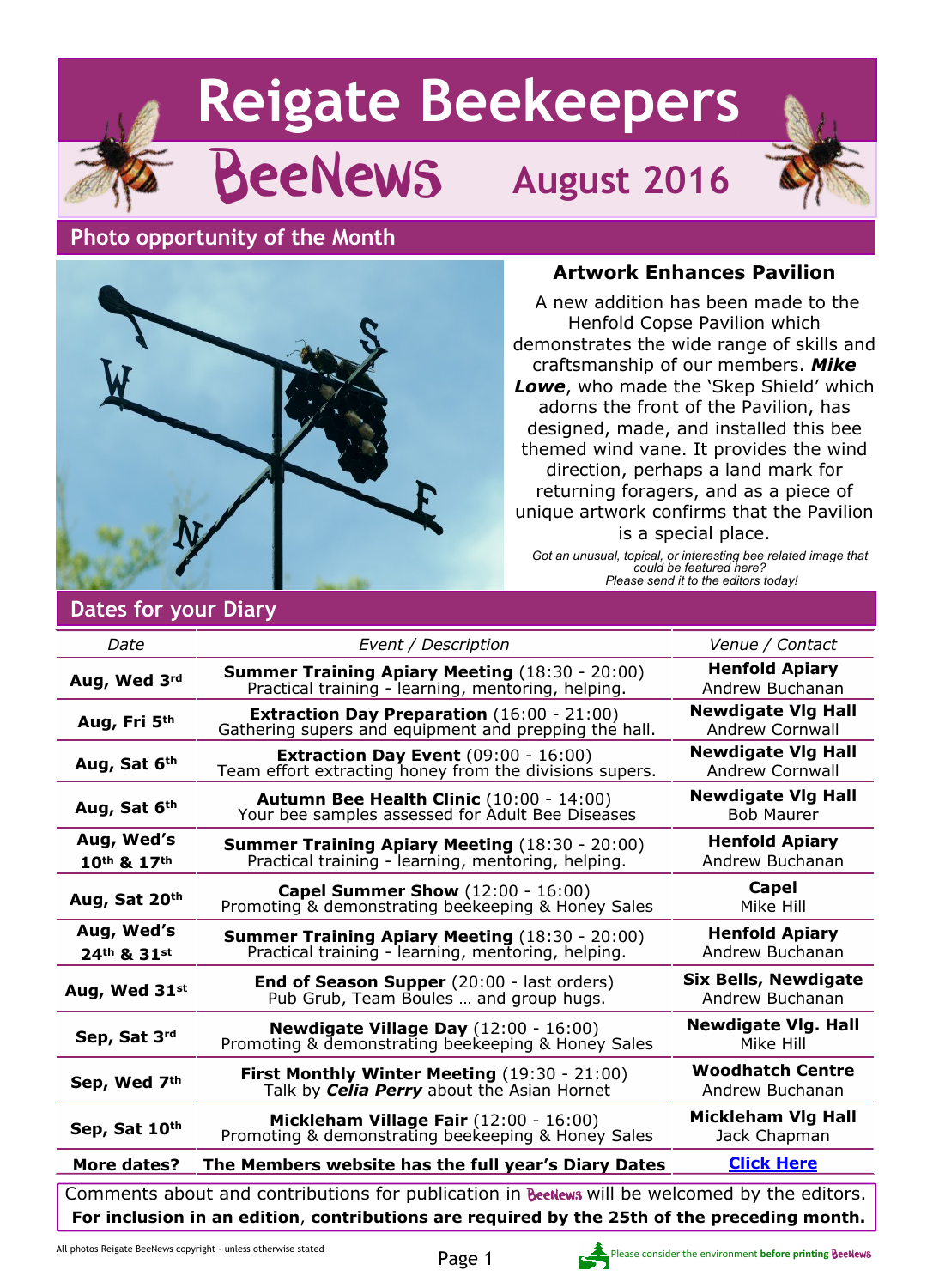# Reigate Beekeepers

# BeeNews August 2016

## Photo opportunity of the Month

### Artwork Enhances Pavilion

A new addition has been made to the Henfold Copse Pavilion which demonstrates the wide range of skills and craftsmanship of our members. ***Mike Lowe***, who made the 'Skep Shield' which adorns the front of the Pavilion, has designed, made, and installed this bee themed wind vane. It provides the wind direction, perhaps a land mark for returning foragers, and as a piece of unique artwork confirms that the Pavilion is a special place.

*Got an unusual, topical, or interesting bee related image that could be featured here? Please send it to the editors today!*

## Dates for your Diary

| *Date* | *Event / Description* | *Venue / Contact* |
|---|---|---|
| **Aug, Wed 3rd** | **Summer Training Apiary Meeting** (18:30 - 20:00) Practical training - learning, mentoring, helping. | **Henfold Apiary** Andrew Buchanan |
| **Aug, Fri 5th** | **Extraction Day Preparation** (16:00 - 21:00) Gathering supers and equipment and prepping the hall. | **Newdigate Vlg Hall** Andrew Cornwall |
| **Aug, Sat 6th** | **Extraction Day Event** (09:00 - 16:00) Team effort extracting honey from the divisions supers. | **Newdigate Vlg Hall** Andrew Cornwall |
| **Aug, Sat 6th** | **Autumn Bee Health Clinic** (10:00 - 14:00) Your bee samples assessed for Adult Bee Diseases | **Newdigate Vlg Hall** Bob Maurer |
| **Aug, Wed's 10th & 17th** | **Summer Training Apiary Meeting** (18:30 - 20:00) Practical training - learning, mentoring, helping. | **Henfold Apiary** Andrew Buchanan |
| **Aug, Sat 20th** | **Capel Summer Show** (12:00 - 16:00) Promoting & demonstrating beekeeping & Honey Sales | **Capel** Mike Hill |
| **Aug, Wed's 24th & 31st** | **Summer Training Apiary Meeting** (18:30 - 20:00) Practical training - learning, mentoring, helping. | **Henfold Apiary** Andrew Buchanan |
| **Aug, Wed 31st** | **End of Season Supper** (20:00 - last orders) Pub Grub, Team Boules … and group hugs. | **Six Bells, Newdigate** Andrew Buchanan |
| **Sep, Sat 3rd** | **Newdigate Village Day** (12:00 - 16:00) Promoting & demonstrating beekeeping & Honey Sales | **Newdigate Vlg. Hall** Mike Hill |
| **Sep, Wed 7th** | **First Monthly Winter Meeting** (19:30 - 21:00) Talk by ***Celia Perry*** about the Asian Hornet | **Woodhatch Centre** Andrew Buchanan |
| **Sep, Sat 10th** | **Mickleham Village Fair** (12:00 - 16:00) Promoting & demonstrating beekeeping & Honey Sales | **Mickleham Vlg Hall** Jack Chapman |
| **More dates?** | **The Members website has the full year's Diary Dates** | **Click Here** |

Comments about and contributions for publication in BeeNews will be welcomed by the editors.
**For inclusion in an edition, contributions are required by the 25th of the preceding month.**

All photos Reigate BeeNews copyright - unless otherwise stated

Please consider the environment **before printing BeeNews**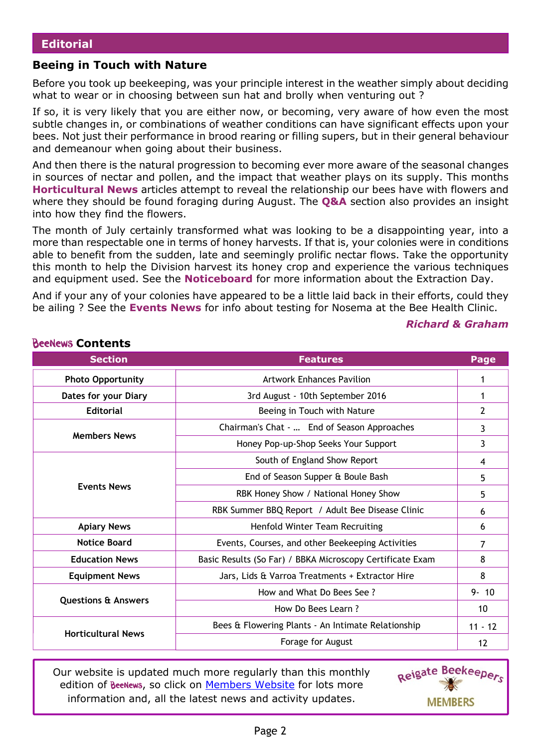## Editorial

### Beeing in Touch with Nature

Before you took up beekeeping, was your principle interest in the weather simply about deciding what to wear or in choosing between sun hat and brolly when venturing out ?

If so, it is very likely that you are either now, or becoming, very aware of how even the most subtle changes in, or combinations of weather conditions can have significant effects upon your bees. Not just their performance in brood rearing or filling supers, but in their general behaviour and demeanour when going about their business.

And then there is the natural progression to becoming ever more aware of the seasonal changes in sources of nectar and pollen, and the impact that weather plays on its supply. This months **Horticultural News** articles attempt to reveal the relationship our bees have with flowers and where they should be found foraging during August. The **Q&A** section also provides an insight into how they find the flowers.

The month of July certainly transformed what was looking to be a disappointing year, into a more than respectable one in terms of honey harvests. If that is, your colonies were in conditions able to benefit from the sudden, late and seemingly prolific nectar flows. Take the opportunity this month to help the Division harvest its honey crop and experience the various techniques and equipment used. See the **Noticeboard** for more information about the Extraction Day.

And if your any of your colonies have appeared to be a little laid back in their efforts, could they be ailing ? See the **Events News** for info about testing for Nosema at the Bee Health Clinic.

***Richard & Graham***

### BeeNews Contents

| Section | Features | Page |
|---|---|---|
| Photo Opportunity | Artwork Enhances Pavilion | 1 |
| Dates for your Diary | 3rd August - 10th September 2016 | 1 |
| Editorial | Beeing in Touch with Nature | 2 |
| Members News | Chairman's Chat - … End of Season Approaches | 3 |
| | Honey Pop-up-Shop Seeks Your Support | 3 |
| Events News | South of England Show Report | 4 |
| | End of Season Supper & Boule Bash | 5 |
| | RBK Honey Show / National Honey Show | 5 |
| | RBK Summer BBQ Report / Adult Bee Disease Clinic | 6 |
| Apiary News | Henfold Winter Team Recruiting | 6 |
| Notice Board | Events, Courses, and other Beekeeping Activities | 7 |
| Education News | Basic Results (So Far) / BBKA Microscopy Certificate Exam | 8 |
| Equipment News | Jars, Lids & Varroa Treatments + Extractor Hire | 8 |
| Questions & Answers | How and What Do Bees See ? | 9- 10 |
| | How Do Bees Learn ? | 10 |
| Horticultural News | Bees & Flowering Plants - An Intimate Relationship | 11 - 12 |
| | Forage for August | 12 |

Our website is updated much more regularly than this monthly edition of BeeNews, so click on [Members Website] for lots more information and, all the latest news and activity updates.

Reigate Beekeepers MEMBERS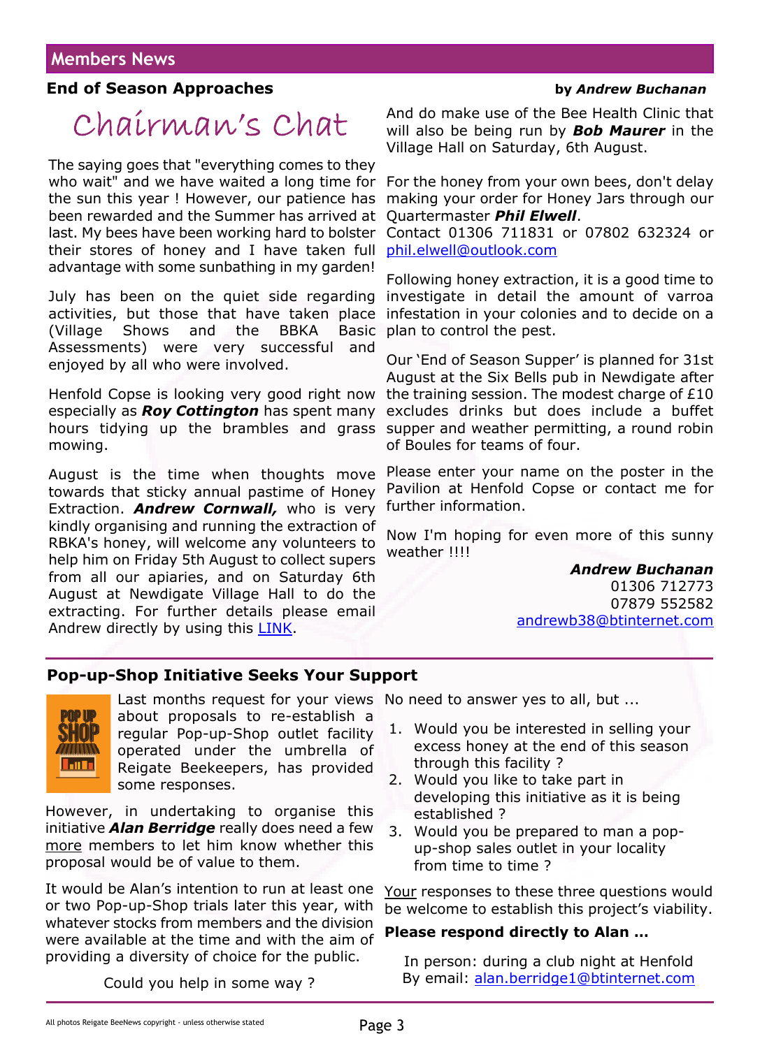## Members News

### End of Season Approaches

**by *Andrew Buchanan***

# Chairman's Chat

The saying goes that "everything comes to they who wait" and we have waited a long time for the sun this year ! However, our patience has been rewarded and the Summer has arrived at last. My bees have been working hard to bolster their stores of honey and I have taken full advantage with some sunbathing in my garden!

July has been on the quiet side regarding activities, but those that have taken place (Village Shows and the BBKA Basic Assessments) were very successful and enjoyed by all who were involved.

Henfold Copse is looking very good right now especially as ***Roy Cottington*** has spent many hours tidying up the brambles and grass mowing.

August is the time when thoughts move towards that sticky annual pastime of Honey Extraction. ***Andrew Cornwall,*** who is very kindly organising and running the extraction of RBKA's honey, will welcome any volunteers to help him on Friday 5th August to collect supers from all our apiaries, and on Saturday 6th August at Newdigate Village Hall to do the extracting. For further details please email Andrew directly by using this LINK.

And do make use of the Bee Health Clinic that will also be being run by ***Bob Maurer*** in the Village Hall on Saturday, 6th August.

For the honey from your own bees, don't delay making your order for Honey Jars through our Quartermaster ***Phil Elwell***.
Contact 01306 711831 or 07802 632324 or phil.elwell@outlook.com

Following honey extraction, it is a good time to investigate in detail the amount of varroa infestation in your colonies and to decide on a plan to control the pest.

Our 'End of Season Supper' is planned for 31st August at the Six Bells pub in Newdigate after the training session. The modest charge of £10 excludes drinks but does include a buffet supper and weather permitting, a round robin of Boules for teams of four.

Please enter your name on the poster in the Pavilion at Henfold Copse or contact me for further information.

Now I'm hoping for even more of this sunny weather !!!!

***Andrew Buchanan***
01306 712773
07879 552582
andrewb38@btinternet.com

---

### Pop-up-Shop Initiative Seeks Your Support

Last months request for your views about proposals to re-establish a regular Pop-up-Shop outlet facility operated under the umbrella of Reigate Beekeepers, has provided some responses.

However, in undertaking to organise this initiative ***Alan Berridge*** really does need a few more members to let him know whether this proposal would be of value to them.

It would be Alan's intention to run at least one or two Pop-up-Shop trials later this year, with whatever stocks from members and the division were available at the time and with the aim of providing a diversity of choice for the public.

Could you help in some way ?

No need to answer yes to all, but ...

1. Would you be interested in selling your excess honey at the end of this season through this facility ?
2. Would you like to take part in developing this initiative as it is being established ?
3. Would you be prepared to man a pop-up-shop sales outlet in your locality from time to time ?

Your responses to these three questions would be welcome to establish this project's viability.

**Please respond directly to Alan ...**

In person: during a club night at Henfold
By email: alan.berridge1@btinternet.com

All photos Reigate BeeNews copyright - unless otherwise stated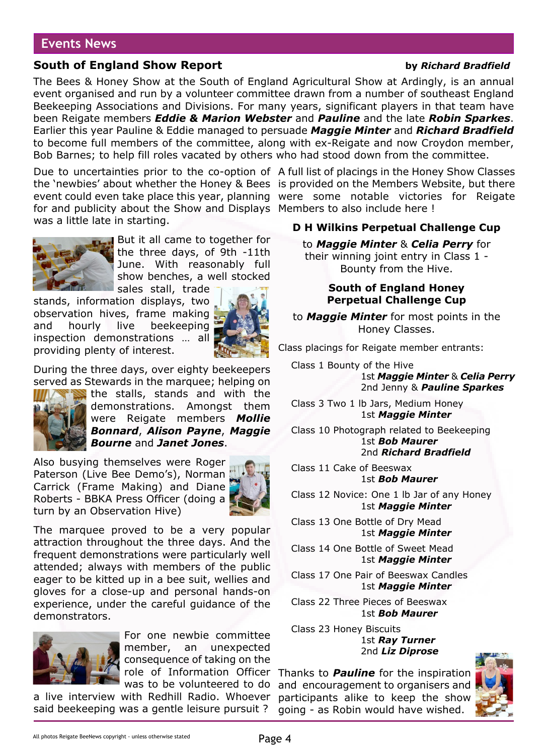## Events News

### South of England Show Report

**by *Richard Bradfield***

The Bees & Honey Show at the South of England Agricultural Show at Ardingly, is an annual event organised and run by a volunteer committee drawn from a number of southeast England Beekeeping Associations and Divisions. For many years, significant players in that team have been Reigate members ***Eddie & Marion Webster*** and ***Pauline*** and the late ***Robin Sparkes***. Earlier this year Pauline & Eddie managed to persuade ***Maggie Minter*** and ***Richard Bradfield*** to become full members of the committee, along with ex-Reigate and now Croydon member, Bob Barnes; to help fill roles vacated by others who had stood down from the committee.

Due to uncertainties prior to the co-option of the 'newbies' about whether the Honey & Bees event could even take place this year, planning for and publicity about the Show and Displays was a little late in starting.

But it all came to together for the three days, of 9th -11th June. With reasonably full show benches, a well stocked sales stall, trade stands, information displays, two observation hives, frame making and hourly live beekeeping inspection demonstrations … all providing plenty of interest.

During the three days, over eighty beekeepers served as Stewards in the marquee; helping on the stalls, stands and with the demonstrations. Amongst them were Reigate members ***Mollie Bonnard***, ***Alison Payne***, ***Maggie Bourne*** and ***Janet Jones***.

Also busying themselves were Roger Paterson (Live Bee Demo's), Norman Carrick (Frame Making) and Diane Roberts - BBKA Press Officer (doing a turn by an Observation Hive)

The marquee proved to be a very popular attraction throughout the three days. And the frequent demonstrations were particularly well attended; always with members of the public eager to be kitted up in a bee suit, wellies and gloves for a close-up and personal hands-on experience, under the careful guidance of the demonstrators.

For one newbie committee member, an unexpected consequence of taking on the role of Information Officer was to be volunteered to do a live interview with Redhill Radio. Whoever said beekeeping was a gentle leisure pursuit ?

A full list of placings in the Honey Show Classes is provided on the Members Website, but there were some notable victories for Reigate Members to also include here !

**D H Wilkins Perpetual Challenge Cup**

to ***Maggie Minter*** & ***Celia Perry*** for their winning joint entry in Class 1 - Bounty from the Hive.

**South of England Honey Perpetual Challenge Cup**

to ***Maggie Minter*** for most points in the Honey Classes.

Class placings for Reigate member entrants:

Class 1 Bounty of the Hive
- 1st ***Maggie Minter*** & ***Celia Perry***
- 2nd Jenny & ***Pauline Sparkes***

Class 3 Two 1 lb Jars, Medium Honey
- 1st ***Maggie Minter***

Class 10 Photograph related to Beekeeping
- 1st ***Bob Maurer***
- 2nd ***Richard Bradfield***

Class 11 Cake of Beeswax
- 1st ***Bob Maurer***

Class 12 Novice: One 1 lb Jar of any Honey
- 1st ***Maggie Minter***

Class 13 One Bottle of Dry Mead
- 1st ***Maggie Minter***

Class 14 One Bottle of Sweet Mead
- 1st ***Maggie Minter***

Class 17 One Pair of Beeswax Candles
- 1st ***Maggie Minter***

Class 22 Three Pieces of Beeswax
- 1st ***Bob Maurer***

Class 23 Honey Biscuits
- 1st ***Ray Turner***
- 2nd ***Liz Diprose***

Thanks to ***Pauline*** for the inspiration and encouragement to organisers and participants alike to keep the show going - as Robin would have wished.

All photos Reigate BeeNews copyright - unless otherwise stated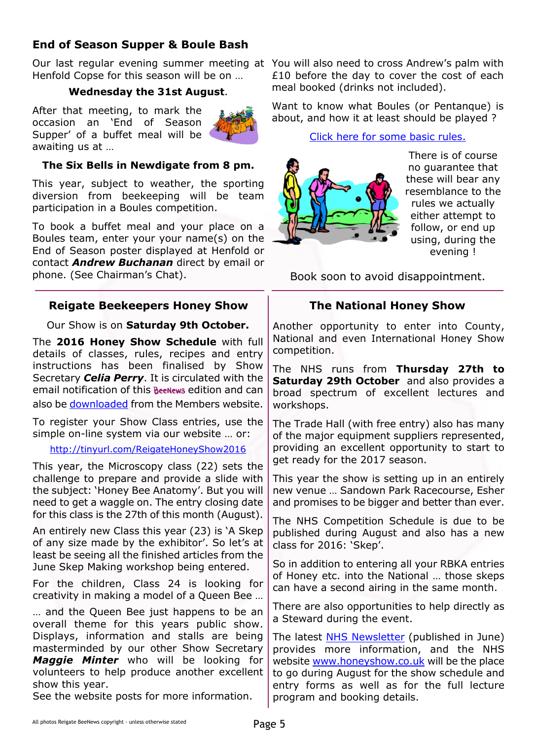## End of Season Supper & Boule Bash

Our last regular evening summer meeting at Henfold Copse for this season will be on …

**Wednesday the 31st August**.

After that meeting, to mark the occasion an 'End of Season Supper' of a buffet meal will be awaiting us at …

**The Six Bells in Newdigate from 8 pm.**

This year, subject to weather, the sporting diversion from beekeeping will be team participation in a Boules competition.

To book a buffet meal and your place on a Boules team, enter your name(s) on the End of Season poster displayed at Henfold or contact ***Andrew Buchanan*** direct by email or phone. (See Chairman's Chat).

You will also need to cross Andrew's palm with £10 before the day to cover the cost of each meal booked (drinks not included).

Want to know what Boules (or Pentanque) is about, and how it at least should be played ?

Click here for some basic rules.

There is of course no guarantee that these will bear any resemblance to the rules we actually either attempt to follow, or end up using, during the evening !

Book soon to avoid disappointment.

## Reigate Beekeepers Honey Show

Our Show is on **Saturday 9th October.**

The **2016 Honey Show Schedule** with full details of classes, rules, recipes and entry instructions has been finalised by Show Secretary ***Celia Perry***. It is circulated with the email notification of this BeeNews edition and can also be downloaded from the Members website.

To register your Show Class entries, use the simple on-line system via our website … or:

http://tinyurl.com/ReigateHoneyShow2016

This year, the Microscopy class (22) sets the challenge to prepare and provide a slide with the subject: 'Honey Bee Anatomy'. But you will need to get a waggle on. The entry closing date for this class is the 27th of this month (August).

An entirely new Class this year (23) is 'A Skep of any size made by the exhibitor'. So let's at least be seeing all the finished articles from the June Skep Making workshop being entered.

For the children, Class 24 is looking for creativity in making a model of a Queen Bee …

… and the Queen Bee just happens to be an overall theme for this years public show. Displays, information and stalls are being masterminded by our other Show Secretary ***Maggie Minter*** who will be looking for volunteers to help produce another excellent show this year.
See the website posts for more information.

## The National Honey Show

Another opportunity to enter into County, National and even International Honey Show competition.

The NHS runs from **Thursday 27th to Saturday 29th October** and also provides a broad spectrum of excellent lectures and workshops.

The Trade Hall (with free entry) also has many of the major equipment suppliers represented, providing an excellent opportunity to start to get ready for the 2017 season.

This year the show is setting up in an entirely new venue … Sandown Park Racecourse, Esher and promises to be bigger and better than ever.

The NHS Competition Schedule is due to be published during August and also has a new class for 2016: 'Skep'.

So in addition to entering all your RBKA entries of Honey etc. into the National … those skeps can have a second airing in the same month.

There are also opportunities to help directly as a Steward during the event.

The latest NHS Newsletter (published in June) provides more information, and the NHS website www.honeyshow.co.uk will be the place to go during August for the show schedule and entry forms as well as for the full lecture program and booking details.

All photos Reigate BeeNews copyright - unless otherwise stated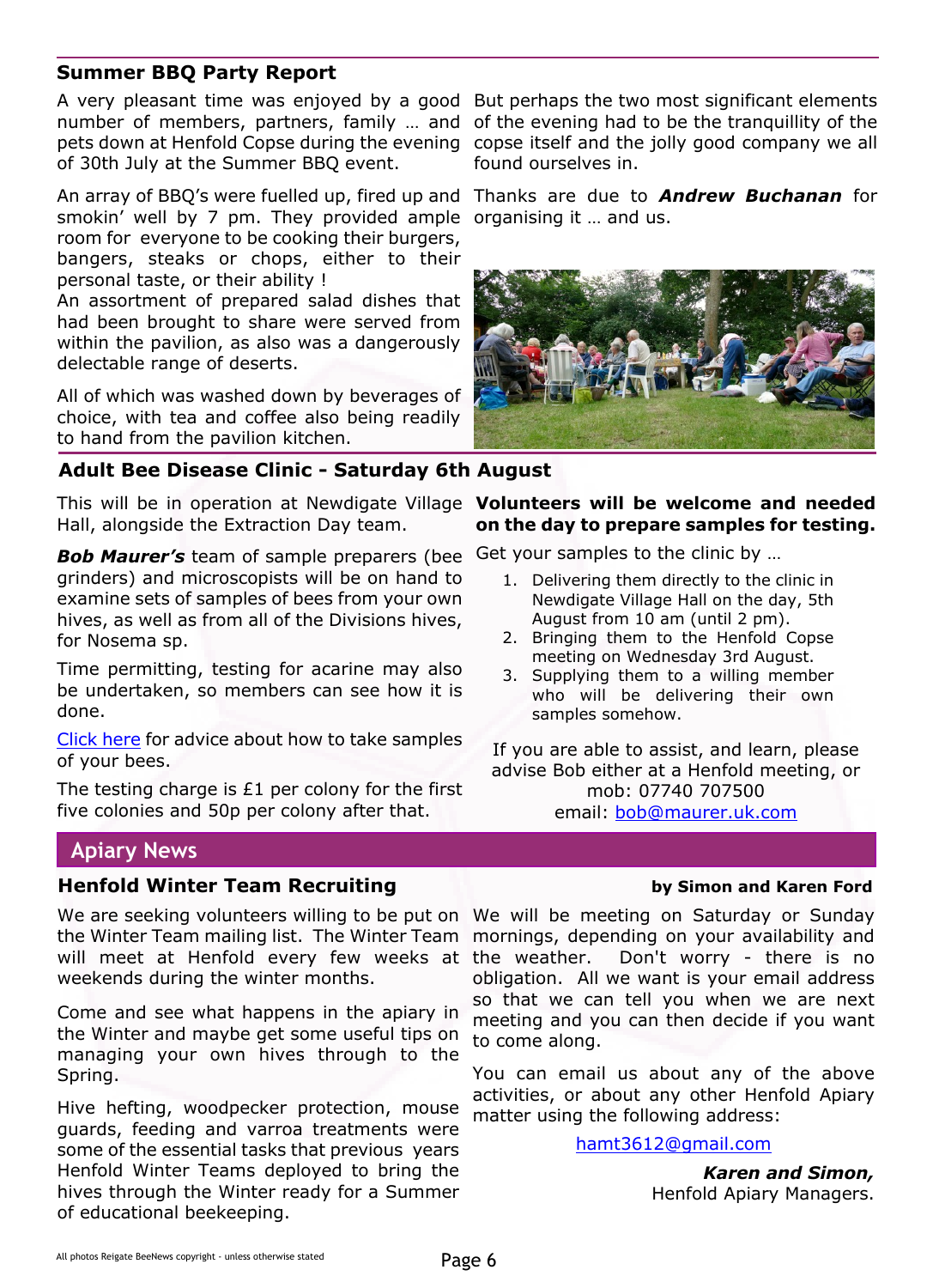## Summer BBQ Party Report

A very pleasant time was enjoyed by a good number of members, partners, family … and pets down at Henfold Copse during the evening of 30th July at the Summer BBQ event.

An array of BBQ's were fuelled up, fired up and smokin' well by 7 pm. They provided ample room for everyone to be cooking their burgers, bangers, steaks or chops, either to their personal taste, or their ability !
An assortment of prepared salad dishes that had been brought to share were served from within the pavilion, as also was a dangerously delectable range of deserts.

All of which was washed down by beverages of choice, with tea and coffee also being readily to hand from the pavilion kitchen.

But perhaps the two most significant elements of the evening had to be the tranquillity of the copse itself and the jolly good company we all found ourselves in.

Thanks are due to ***Andrew Buchanan*** for organising it … and us.

## Adult Bee Disease Clinic - Saturday 6th August

This will be in operation at Newdigate Village Hall, alongside the Extraction Day team.

***Bob Maurer's*** team of sample preparers (bee grinders) and microscopists will be on hand to examine sets of samples of bees from your own hives, as well as from all of the Divisions hives, for Nosema sp.

Time permitting, testing for acarine may also be undertaken, so members can see how it is done.

Click here for advice about how to take samples of your bees.

The testing charge is £1 per colony for the first five colonies and 50p per colony after that.

**Volunteers will be welcome and needed on the day to prepare samples for testing.**

Get your samples to the clinic by …

1. Delivering them directly to the clinic in Newdigate Village Hall on the day, 5th August from 10 am (until 2 pm).
2. Bringing them to the Henfold Copse meeting on Wednesday 3rd August.
3. Supplying them to a willing member who will be delivering their own samples somehow.

If you are able to assist, and learn, please advise Bob either at a Henfold meeting, or
mob: 07740 707500
email: bob@maurer.uk.com

# Apiary News

## Henfold Winter Team Recruiting

**by Simon and Karen Ford**

We are seeking volunteers willing to be put on the Winter Team mailing list. The Winter Team will meet at Henfold every few weeks at weekends during the winter months.

Come and see what happens in the apiary in the Winter and maybe get some useful tips on managing your own hives through to the Spring.

Hive hefting, woodpecker protection, mouse guards, feeding and varroa treatments were some of the essential tasks that previous years Henfold Winter Teams deployed to bring the hives through the Winter ready for a Summer of educational beekeeping.

We will be meeting on Saturday or Sunday mornings, depending on your availability and the weather. Don't worry - there is no obligation. All we want is your email address so that we can tell you when we are next meeting and you can then decide if you want to come along.

You can email us about any of the above activities, or about any other Henfold Apiary matter using the following address:

hamt3612@gmail.com

***Karen and Simon,***
Henfold Apiary Managers.

All photos Reigate BeeNews copyright - unless otherwise stated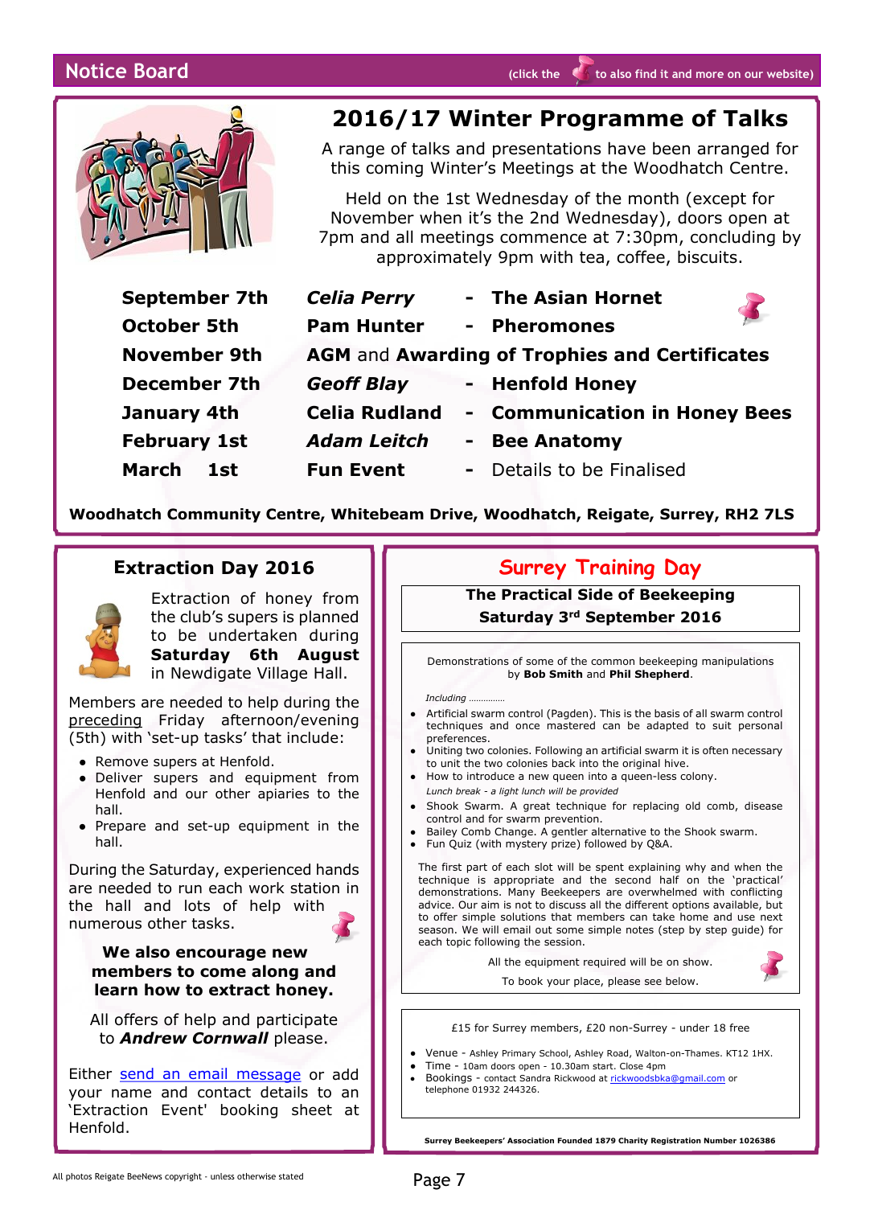## Notice Board

(click the pin to also find it and more on our website)

# 2016/17 Winter Programme of Talks

A range of talks and presentations have been arranged for this coming Winter's Meetings at the Woodhatch Centre.

Held on the 1st Wednesday of the month (except for November when it's the 2nd Wednesday), doors open at 7pm and all meetings commence at 7:30pm, concluding by approximately 9pm with tea, coffee, biscuits.

| | | | |
|---|---|---|---|
| **September 7th** | ***Celia Perry*** | - | **The Asian Hornet** |
| **October 5th** | **Pam Hunter** | - | **Pheromones** |
| **November 9th** | **AGM** and **Awarding of Trophies and Certificates** | | |
| **December 7th** | ***Geoff Blay*** | - | **Henfold Honey** |
| **January 4th** | **Celia Rudland** | - | **Communication in Honey Bees** |
| **February 1st** | ***Adam Leitch*** | - | **Bee Anatomy** |
| **March 1st** | **Fun Event** | - | Details to be Finalised |

**Woodhatch Community Centre, Whitebeam Drive, Woodhatch, Reigate, Surrey, RH2 7LS**

## Extraction Day 2016

Extraction of honey from the club's supers is planned to be undertaken during **Saturday 6th August** in Newdigate Village Hall.

Members are needed to help during the preceding Friday afternoon/evening (5th) with 'set-up tasks' that include:

- Remove supers at Henfold.
- Deliver supers and equipment from Henfold and our other apiaries to the hall.
- Prepare and set-up equipment in the hall.

During the Saturday, experienced hands are needed to run each work station in the hall and lots of help with numerous other tasks.

**We also encourage new members to come along and learn how to extract honey.**

All offers of help and participate to ***Andrew Cornwall*** please.

Either send an email message or add your name and contact details to an 'Extraction Event' booking sheet at Henfold.

## Surrey Training Day

**The Practical Side of Beekeeping**
**Saturday 3rd September 2016**

Demonstrations of some of the common beekeeping manipulations by **Bob Smith** and **Phil Shepherd**.

*Including ..............*

- Artificial swarm control (Pagden). This is the basis of all swarm control techniques and once mastered can be adapted to suit personal preferences.
- Uniting two colonies. Following an artificial swarm it is often necessary to unit the two colonies back into the original hive.
- How to introduce a new queen into a queen-less colony.

*Lunch break - a light lunch will be provided*

- Shook Swarm. A great technique for replacing old comb, disease control and for swarm prevention.
- Bailey Comb Change. A gentler alternative to the Shook swarm.
- Fun Quiz (with mystery prize) followed by Q&A.

The first part of each slot will be spent explaining why and when the technique is appropriate and the second half on the 'practical' demonstrations. Many Beekeepers are overwhelmed with conflicting advice. Our aim is not to discuss all the different options available, but to offer simple solutions that members can take home and use next season. We will email out some simple notes (step by step guide) for each topic following the session.

All the equipment required will be on show.

To book your place, please see below.

£15 for Surrey members, £20 non-Surrey - under 18 free

- Venue - Ashley Primary School, Ashley Road, Walton-on-Thames. KT12 1HX.
- Time - 10am doors open - 10.30am start. Close 4pm
- Bookings - contact Sandra Rickwood at rickwoodsbka@gmail.com or telephone 01932 244326.

**Surrey Beekeepers' Association Founded 1879 Charity Registration Number 1026386**

All photos Reigate BeeNews copyright - unless otherwise stated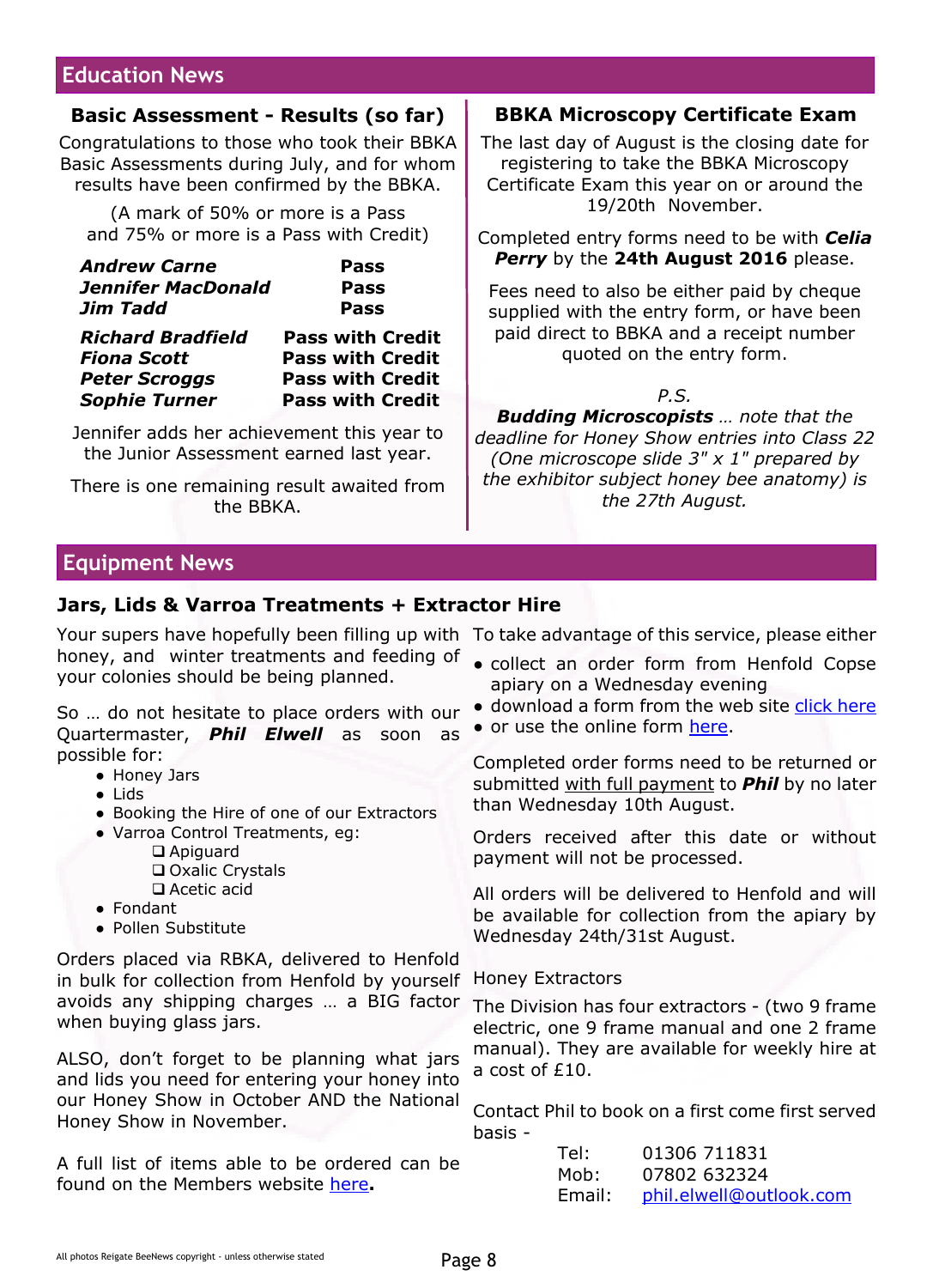## Education News

### Basic Assessment - Results (so far)

Congratulations to those who took their BBKA Basic Assessments during July, and for whom results have been confirmed by the BBKA.

(A mark of 50% or more is a Pass and 75% or more is a Pass with Credit)

| | |
|---|---|
| ***Andrew Carne*** | **Pass** |
| ***Jennifer MacDonald*** | **Pass** |
| ***Jim Tadd*** | **Pass** |
| ***Richard Bradfield*** | **Pass with Credit** |
| ***Fiona Scott*** | **Pass with Credit** |
| ***Peter Scroggs*** | **Pass with Credit** |
| ***Sophie Turner*** | **Pass with Credit** |

Jennifer adds her achievement this year to the Junior Assessment earned last year.

There is one remaining result awaited from the BBKA.

### BBKA Microscopy Certificate Exam

The last day of August is the closing date for registering to take the BBKA Microscopy Certificate Exam this year on or around the 19/20th November.

Completed entry forms need to be with ***Celia Perry*** by the **24th August 2016** please.

Fees need to also be either paid by cheque supplied with the entry form, or have been paid direct to BBKA and a receipt number quoted on the entry form.

*P.S.*

***Budding Microscopists*** *… note that the deadline for Honey Show entries into Class 22 (One microscope slide 3" x 1" prepared by the exhibitor subject honey bee anatomy) is the 27th August.*

## Equipment News

### Jars, Lids & Varroa Treatments + Extractor Hire

Your supers have hopefully been filling up with honey, and winter treatments and feeding of your colonies should be planned.

So … do not hesitate to place orders with our Quartermaster, ***Phil Elwell*** as soon as possible for:

- Honey Jars
- Lids
- Booking the Hire of one of our Extractors
- Varroa Control Treatments, eg:
  - ❑ Apiguard
  - ❑ Oxalic Crystals
  - ❑ Acetic acid
- Fondant
- Pollen Substitute

Orders placed via RBKA, delivered to Henfold in bulk for collection from Henfold by yourself avoids any shipping charges … a BIG factor when buying glass jars.

ALSO, don't forget to be planning what jars and lids you need for entering your honey into our Honey Show in October AND the National Honey Show in November.

A full list of items able to be ordered can be found on the Members website here**.**

To take advantage of this service, please either

- collect an order form from Henfold Copse apiary on a Wednesday evening
- download a form from the web site click here
- or use the online form here.

Completed order forms need to be returned or submitted with full payment to ***Phil*** by no later than Wednesday 10th August.

Orders received after this date or without payment will not be processed.

All orders will be delivered to Henfold and will be available for collection from the apiary by Wednesday 24th/31st August.

Honey Extractors

The Division has four extractors - (two 9 frame electric, one 9 frame manual and one 2 frame manual). They are available for weekly hire at a cost of £10.

Contact Phil to book on a first come first served basis -

| | |
|---|---|
| Tel: | 01306 711831 |
| Mob: | 07802 632324 |
| Email: | phil.elwell@outlook.com |

All photos Reigate BeeNews copyright - unless otherwise stated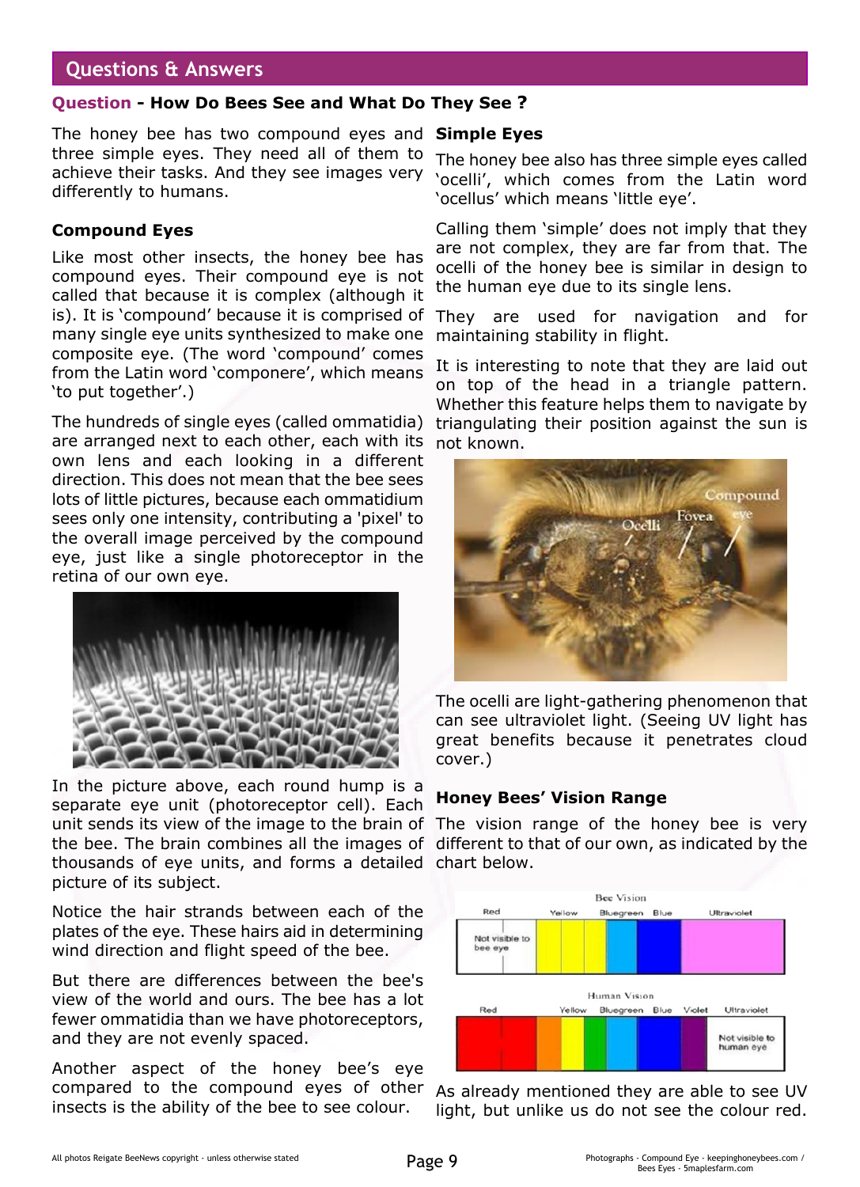## Questions & Answers

**Question - How Do Bees See and What Do They See ?**

The honey bee has two compound eyes and three simple eyes. They need all of them to achieve their tasks. And they see images very differently to humans.

### Compound Eyes

Like most other insects, the honey bee has compound eyes. Their compound eye is not called that because it is complex (although it is). It is 'compound' because it is comprised of many single eye units synthesized to make one composite eye. (The word 'compound' comes from the Latin word 'componere', which means 'to put together'.)

The hundreds of single eyes (called ommatidia) are arranged next to each other, each with its own lens and each looking in a different direction. This does not mean that the bee sees lots of little pictures, because each ommatidium sees only one intensity, contributing a 'pixel' to the overall image perceived by the compound eye, just like a single photoreceptor in the retina of our own eye.

In the picture above, each round hump is a separate eye unit (photoreceptor cell). Each unit sends its view of the image to the brain of the bee. The brain combines all the images of thousands of eye units, and forms a detailed picture of its subject.

Notice the hair strands between each of the plates of the eye. These hairs aid in determining wind direction and flight speed of the bee.

But there are differences between the bee's view of the world and ours. The bee has a lot fewer ommatidia than we have photoreceptors, and they are not evenly spaced.

Another aspect of the honey bee's eye compared to the compound eyes of other insects is the ability of the bee to see colour.

### Simple Eyes

The honey bee also has three simple eyes called 'ocelli', which comes from the Latin word 'ocellus' which means 'little eye'.

Calling them 'simple' does not imply that they are not complex, they are far from that. The ocelli of the honey bee is similar in design to the human eye due to its single lens.

They are used for navigation and for maintaining stability in flight.

It is interesting to note that they are laid out on top of the head in a triangle pattern. Whether this feature helps them to navigate by triangulating their position against the sun is not known.

The ocelli are light-gathering phenomenon that can see ultraviolet light. (Seeing UV light has great benefits because it penetrates cloud cover.)

### Honey Bees' Vision Range

The vision range of the honey bee is very different to that of our own, as indicated by the chart below.

As already mentioned they are able to see UV light, but unlike us do not see the colour red.

All photos Reigate BeeNews copyright - unless otherwise stated

Photographs - Compound Eye - keepinghoneybees.com / Bees Eyes - 5maplesfarm.com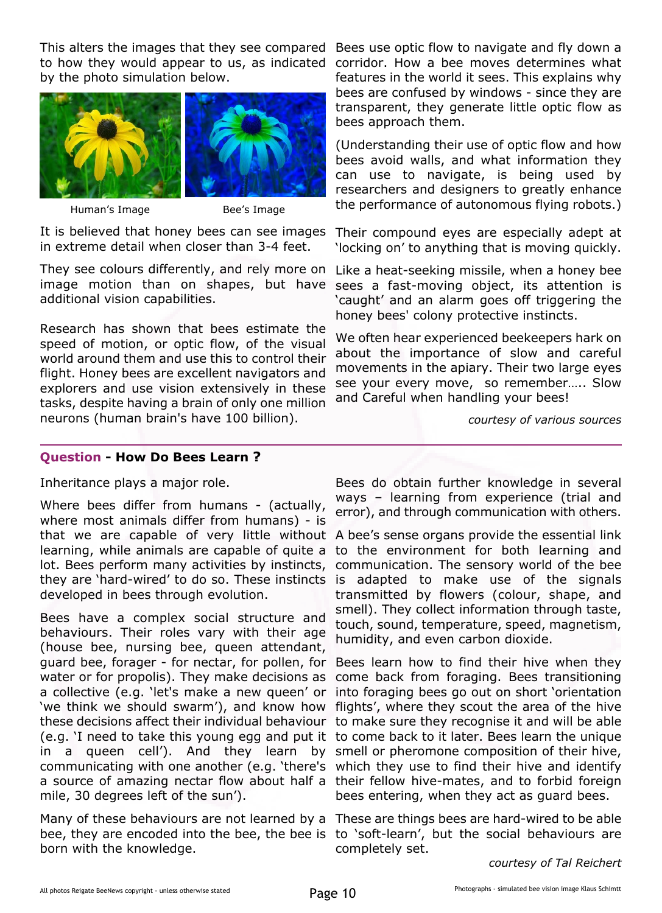This alters the images that they see compared to how they would appear to us, as indicated by the photo simulation below.

Human's Image Bee's Image

It is believed that honey bees can see images in extreme detail when closer than 3-4 feet.

They see colours differently, and rely more on image motion than on shapes, but have additional vision capabilities.

Research has shown that bees estimate the speed of motion, or optic flow, of the visual world around them and use this to control their flight. Honey bees are excellent navigators and explorers and use vision extensively in these tasks, despite having a brain of only one million neurons (human brain's have 100 billion).

Bees use optic flow to navigate and fly down a corridor. How a bee moves determines what features in the world it sees. This explains why bees are confused by windows - since they are transparent, they generate little optic flow as bees approach them.

(Understanding their use of optic flow and how bees avoid walls, and what information they can use to navigate, is being used by researchers and designers to greatly enhance the performance of autonomous flying robots.)

Their compound eyes are especially adept at 'locking on' to anything that is moving quickly.

Like a heat-seeking missile, when a honey bee sees a fast-moving object, its attention is 'caught' and an alarm goes off triggering the honey bees' colony protective instincts.

We often hear experienced beekeepers hark on about the importance of slow and careful movements in the apiary. Their two large eyes see your every move, so remember….. Slow and Careful when handling your bees!

*courtesy of various sources*

---

## Question - How Do Bees Learn ?

Inheritance plays a major role.

Where bees differ from humans - (actually, where most animals differ from humans) - is that we are capable of very little without learning, while animals are capable of quite a lot. Bees perform many activities by instincts, they are 'hard-wired' to do so. These instincts developed in bees through evolution.

Bees have a complex social structure and behaviours. Their roles vary with their age (house bee, nursing bee, queen attendant, guard bee, forager - for nectar, for pollen, for water or for propolis). They make decisions as a collective (e.g. 'let's make a new queen' or 'we think we should swarm'), and know how these decisions affect their individual behaviour (e.g. 'I need to take this young egg and put it in a queen cell'). And they learn by communicating with one another (e.g. 'there's a source of amazing nectar flow about half a mile, 30 degrees left of the sun').

Many of these behaviours are not learned by a bee, they are encoded into the bee, the bee is born with the knowledge.

Bees do obtain further knowledge in several ways – learning from experience (trial and error), and through communication with others.

A bee's sense organs provide the essential link to the environment for both learning and communication. The sensory world of the bee is adapted to make use of the signals transmitted by flowers (colour, shape, and smell). They collect information through taste, touch, sound, temperature, speed, magnetism, humidity, and even carbon dioxide.

Bees learn how to find their hive when they come back from foraging. Bees transitioning into foraging bees go out on short 'orientation flights', where they scout the area of the hive to make sure they recognise it and will be able to come back to it later. Bees learn the unique smell or pheromone composition of their hive, which they use to find their hive and identify their fellow hive-mates, and to forbid foreign bees entering, when they act as guard bees.

These are things bees are hard-wired to be able to 'soft-learn', but the social behaviours are completely set.

*courtesy of Tal Reichert*

All photos Reigate BeeNews copyright - unless otherwise stated

Photographs - simulated bee vision image Klaus Schimtt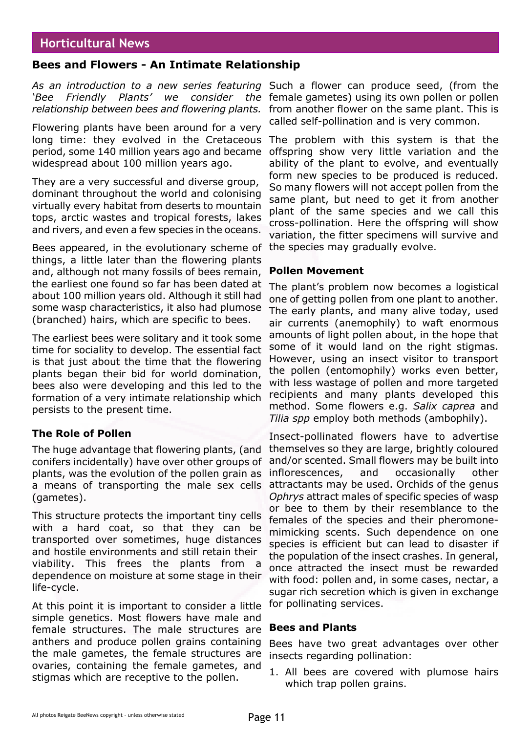## Horticultural News

### Bees and Flowers - An Intimate Relationship

*As an introduction to a new series featuring 'Bee Friendly Plants' we consider the relationship between bees and flowering plants.*

Flowering plants have been around for a very long time: they evolved in the Cretaceous period, some 140 million years ago and became widespread about 100 million years ago.

They are a very successful and diverse group, dominant throughout the world and colonising virtually every habitat from deserts to mountain tops, arctic wastes and tropical forests, lakes and rivers, and even a few species in the oceans.

Bees appeared, in the evolutionary scheme of things, a little later than the flowering plants and, although not many fossils of bees remain, the earliest one found so far has been dated at about 100 million years old. Although it still had some wasp characteristics, it also had plumose (branched) hairs, which are specific to bees.

The earliest bees were solitary and it took some time for sociality to develop. The essential fact is that just about the time that the flowering plants began their bid for world domination, bees also were developing and this led to the formation of a very intimate relationship which persists to the present time.

#### The Role of Pollen

The huge advantage that flowering plants, (and conifers incidentally) have over other groups of plants, was the evolution of the pollen grain as a means of transporting the male sex cells (gametes).

This structure protects the important tiny cells with a hard coat, so that they can be transported over sometimes, huge distances and hostile environments and still retain their viability. This frees the plants from a dependence on moisture at some stage in their life-cycle.

At this point it is important to consider a little simple genetics. Most flowers have male and female structures. The male structures are anthers and produce pollen grains containing the male gametes, the female structures are ovaries, containing the female gametes, and stigmas which are receptive to the pollen.

Such a flower can produce seed, (from the female gametes) using its own pollen or pollen from another flower on the same plant. This is called self-pollination and is very common.

The problem with this system is that the offspring show very little variation and the ability of the plant to evolve, and eventually form new species to be produced is reduced. So many flowers will not accept pollen from the same plant, but need to get it from another plant of the same species and we call this cross-pollination. Here the offspring will show variation, the fitter specimens will survive and the species may gradually evolve.

#### Pollen Movement

The plant's problem now becomes a logistical one of getting pollen from one plant to another. The early plants, and many alive today, used air currents (anemophily) to waft enormous amounts of light pollen about, in the hope that some of it would land on the right stigmas. However, using an insect visitor to transport the pollen (entomophily) works even better, with less wastage of pollen and more targeted recipients and many plants developed this method. Some flowers e.g. *Salix caprea* and *Tilia spp* employ both methods (ambophily).

Insect-pollinated flowers have to advertise themselves so they are large, brightly coloured and/or scented. Small flowers may be built into inflorescences, and occasionally other attractants may be used. Orchids of the genus *Ophrys* attract males of specific species of wasp or bee to them by their resemblance to the females of the species and their pheromone-mimicking scents. Such dependence on one species is efficient but can lead to disaster if the population of the insect crashes. In general, once attracted the insect must be rewarded with food: pollen and, in some cases, nectar, a sugar rich secretion which is given in exchange for pollinating services.

#### Bees and Plants

Bees have two great advantages over other insects regarding pollination:

1. All bees are covered with plumose hairs which trap pollen grains.

All photos Reigate BeeNews copyright - unless otherwise stated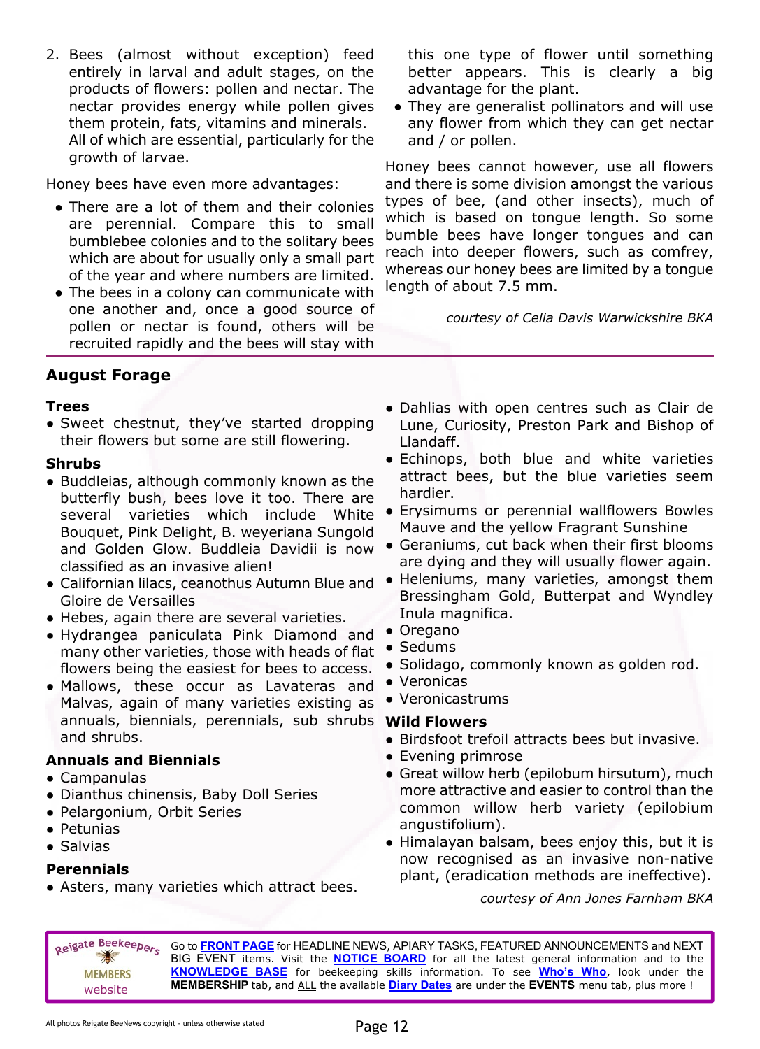2. Bees (almost without exception) feed entirely in larval and adult stages, on the products of flowers: pollen and nectar. The nectar provides energy while pollen gives them protein, fats, vitamins and minerals. All of which are essential, particularly for the growth of larvae.

Honey bees have even more advantages:

- There are a lot of them and their colonies are perennial. Compare this to small bumblebee colonies and to the solitary bees which are about for usually only a small part of the year and where numbers are limited.
- The bees in a colony can communicate with one another and, once a good source of pollen or nectar is found, others will be recruited rapidly and the bees will stay with this one type of flower until something better appears. This is clearly a big advantage for the plant.
- They are generalist pollinators and will use any flower from which they can get nectar and / or pollen.

Honey bees cannot however, use all flowers and there is some division amongst the various types of bee, (and other insects), much of which is based on tongue length. So some bumble bees have longer tongues and can reach into deeper flowers, such as comfrey, whereas our honey bees are limited by a tongue length of about 7.5 mm.

*courtesy of Celia Davis Warwickshire BKA*

## August Forage

### Trees

- Sweet chestnut, they've started dropping their flowers but some are still flowering.

### Shrubs

- Buddleias, although commonly known as the butterfly bush, bees love it too. There are several varieties which include White Bouquet, Pink Delight, B. weyeriana Sungold and Golden Glow. Buddleia Davidii is now classified as an invasive alien!
- Californian lilacs, ceanothus Autumn Blue and Gloire de Versailles
- Hebes, again there are several varieties.
- Hydrangea paniculata Pink Diamond and many other varieties, those with heads of flat flowers being the easiest for bees to access.
- Mallows, these occur as Lavateras and Malvas, again of many varieties existing as annuals, biennials, perennials, sub shrubs and shrubs.

### Annuals and Biennials

- Campanulas
- Dianthus chinensis, Baby Doll Series
- Pelargonium, Orbit Series
- Petunias
- Salvias

### Perennials

- Asters, many varieties which attract bees.
- Dahlias with open centres such as Clair de Lune, Curiosity, Preston Park and Bishop of Llandaff.
- Echinops, both blue and white varieties attract bees, but the blue varieties seem hardier.
- Erysimums or perennial wallflowers Bowles Mauve and the yellow Fragrant Sunshine
- Geraniums, cut back when their first blooms are dying and they will usually flower again.
- Heleniums, many varieties, amongst them Bressingham Gold, Butterpat and Wyndley Inula magnifica.
- Oregano
- Sedums
- Solidago, commonly known as golden rod.
- Veronicas
- Veronicastrums

### Wild Flowers

- Birdsfoot trefoil attracts bees but invasive.
- Evening primrose
- Great willow herb (epilobum hirsutum), much more attractive and easier to control than the common willow herb variety (epilobium angustifolium).
- Himalayan balsam, bees enjoy this, but it is now recognised as an invasive non-native plant, (eradication methods are ineffective).

*courtesy of Ann Jones Farnham BKA*

Reigate Beekeepers MEMBERS website

Go to **FRONT PAGE** for HEADLINE NEWS, APIARY TASKS, FEATURED ANNOUNCEMENTS and NEXT BIG EVENT items. Visit the **NOTICE BOARD** for all the latest general information and to the **KNOWLEDGE BASE** for beekeeping skills information. To see **Who's Who**, look under the **MEMBERSHIP** tab, and ALL the available **Diary Dates** are under the **EVENTS** menu tab, plus more !

All photos Reigate BeeNews copyright - unless otherwise stated